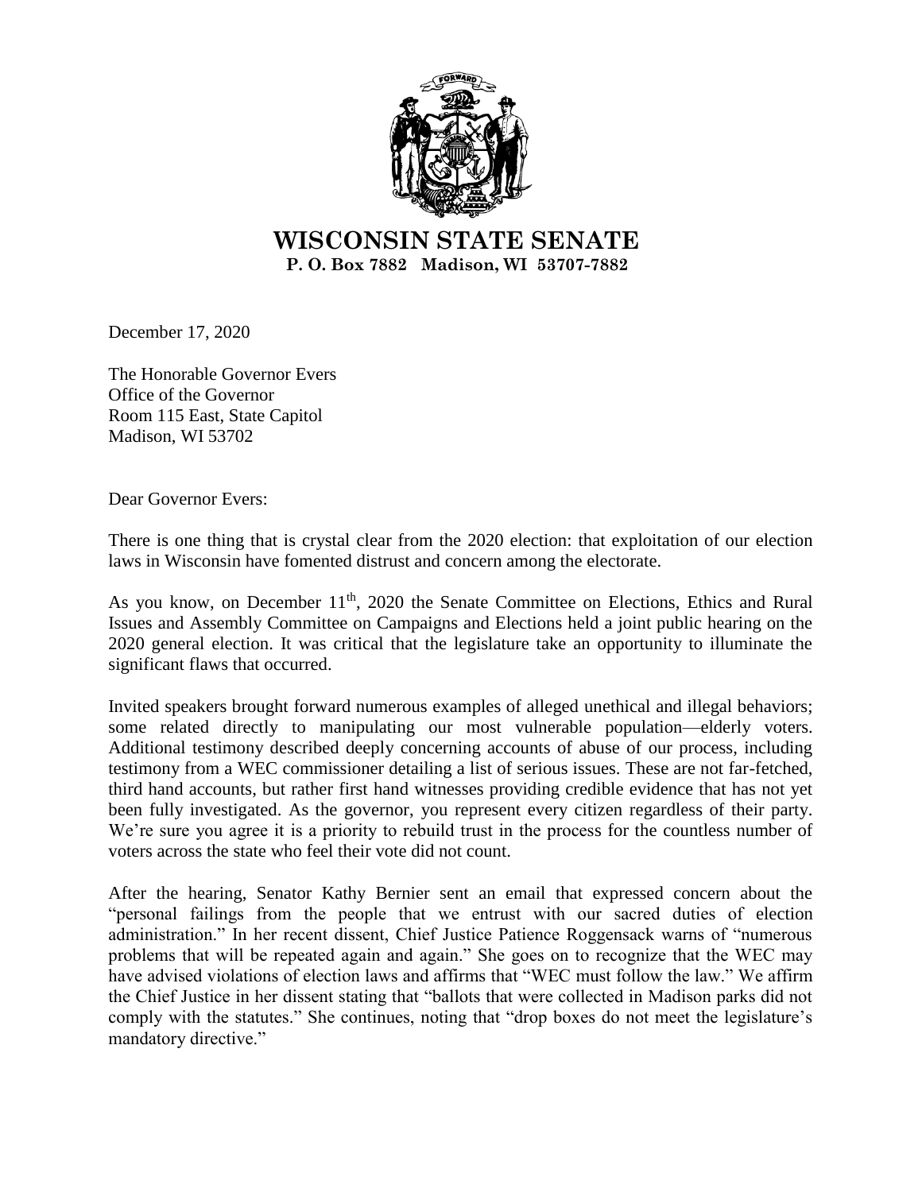# WISCONSIN STATE SENATE

**P. O. Box 7882 Madison, WI 53707-7882**

December 17, 2020

The Honorable Governor Evers
Office of the Governor
Room 115 East, State Capitol
Madison, WI 53702

Dear Governor Evers:

There is one thing that is crystal clear from the 2020 election: that exploitation of our election laws in Wisconsin have fomented distrust and concern among the electorate.

As you know, on December 11th, 2020 the Senate Committee on Elections, Ethics and Rural Issues and Assembly Committee on Campaigns and Elections held a joint public hearing on the 2020 general election. It was critical that the legislature take an opportunity to illuminate the significant flaws that occurred.

Invited speakers brought forward numerous examples of alleged unethical and illegal behaviors; some related directly to manipulating our most vulnerable population—elderly voters. Additional testimony described deeply concerning accounts of abuse of our process, including testimony from a WEC commissioner detailing a list of serious issues. These are not far-fetched, third hand accounts, but rather first hand witnesses providing credible evidence that has not yet been fully investigated. As the governor, you represent every citizen regardless of their party. We're sure you agree it is a priority to rebuild trust in the process for the countless number of voters across the state who feel their vote did not count.

After the hearing, Senator Kathy Bernier sent an email that expressed concern about the "personal failings from the people that we entrust with our sacred duties of election administration." In her recent dissent, Chief Justice Patience Roggensack warns of "numerous problems that will be repeated again and again." She goes on to recognize that the WEC may have advised violations of election laws and affirms that "WEC must follow the law." We affirm the Chief Justice in her dissent stating that "ballots that were collected in Madison parks did not comply with the statutes." She continues, noting that "drop boxes do not meet the legislature's mandatory directive."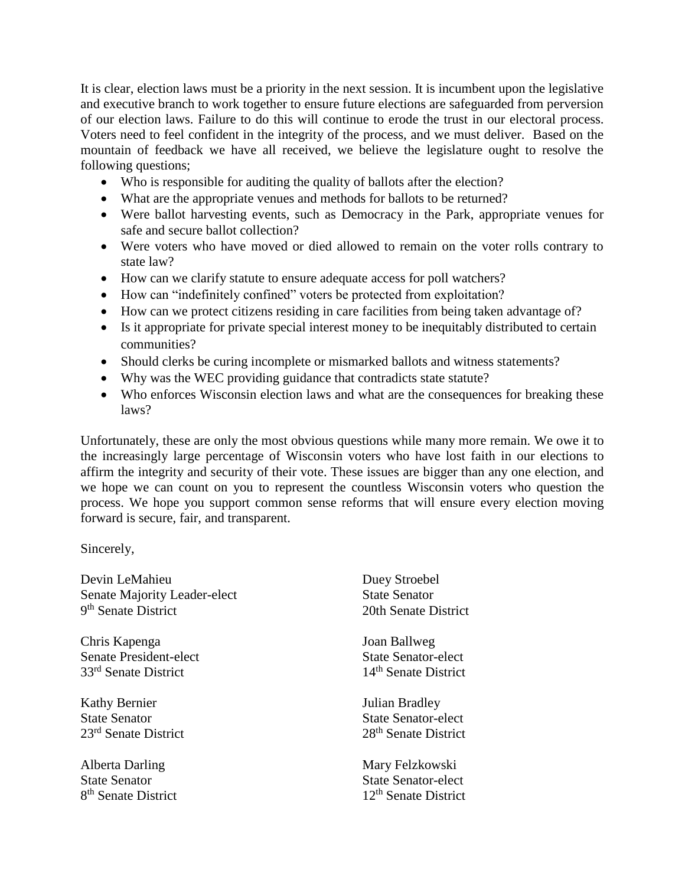It is clear, election laws must be a priority in the next session. It is incumbent upon the legislative and executive branch to work together to ensure future elections are safeguarded from perversion of our election laws. Failure to do this will continue to erode the trust in our electoral process. Voters need to feel confident in the integrity of the process, and we must deliver. Based on the mountain of feedback we have all received, we believe the legislature ought to resolve the following questions;

- Who is responsible for auditing the quality of ballots after the election?
- What are the appropriate venues and methods for ballots to be returned?
- Were ballot harvesting events, such as Democracy in the Park, appropriate venues for safe and secure ballot collection?
- Were voters who have moved or died allowed to remain on the voter rolls contrary to state law?
- How can we clarify statute to ensure adequate access for poll watchers?
- How can "indefinitely confined" voters be protected from exploitation?
- How can we protect citizens residing in care facilities from being taken advantage of?
- Is it appropriate for private special interest money to be inequitably distributed to certain communities?
- Should clerks be curing incomplete or mismarked ballots and witness statements?
- Why was the WEC providing guidance that contradicts state statute?
- Who enforces Wisconsin election laws and what are the consequences for breaking these laws?

Unfortunately, these are only the most obvious questions while many more remain. We owe it to the increasingly large percentage of Wisconsin voters who have lost faith in our elections to affirm the integrity and security of their vote. These issues are bigger than any one election, and we hope we can count on you to represent the countless Wisconsin voters who question the process. We hope you support common sense reforms that will ensure every election moving forward is secure, fair, and transparent.

Sincerely,

Devin LeMahieu
Senate Majority Leader-elect
9th Senate District

Duey Stroebel
State Senator
20th Senate District

Chris Kapenga
Senate President-elect
33rd Senate District

Joan Ballweg
State Senator-elect
14th Senate District

Kathy Bernier
State Senator
23rd Senate District

Julian Bradley
State Senator-elect
28th Senate District

Alberta Darling
State Senator
8th Senate District

Mary Felzkowski
State Senator-elect
12th Senate District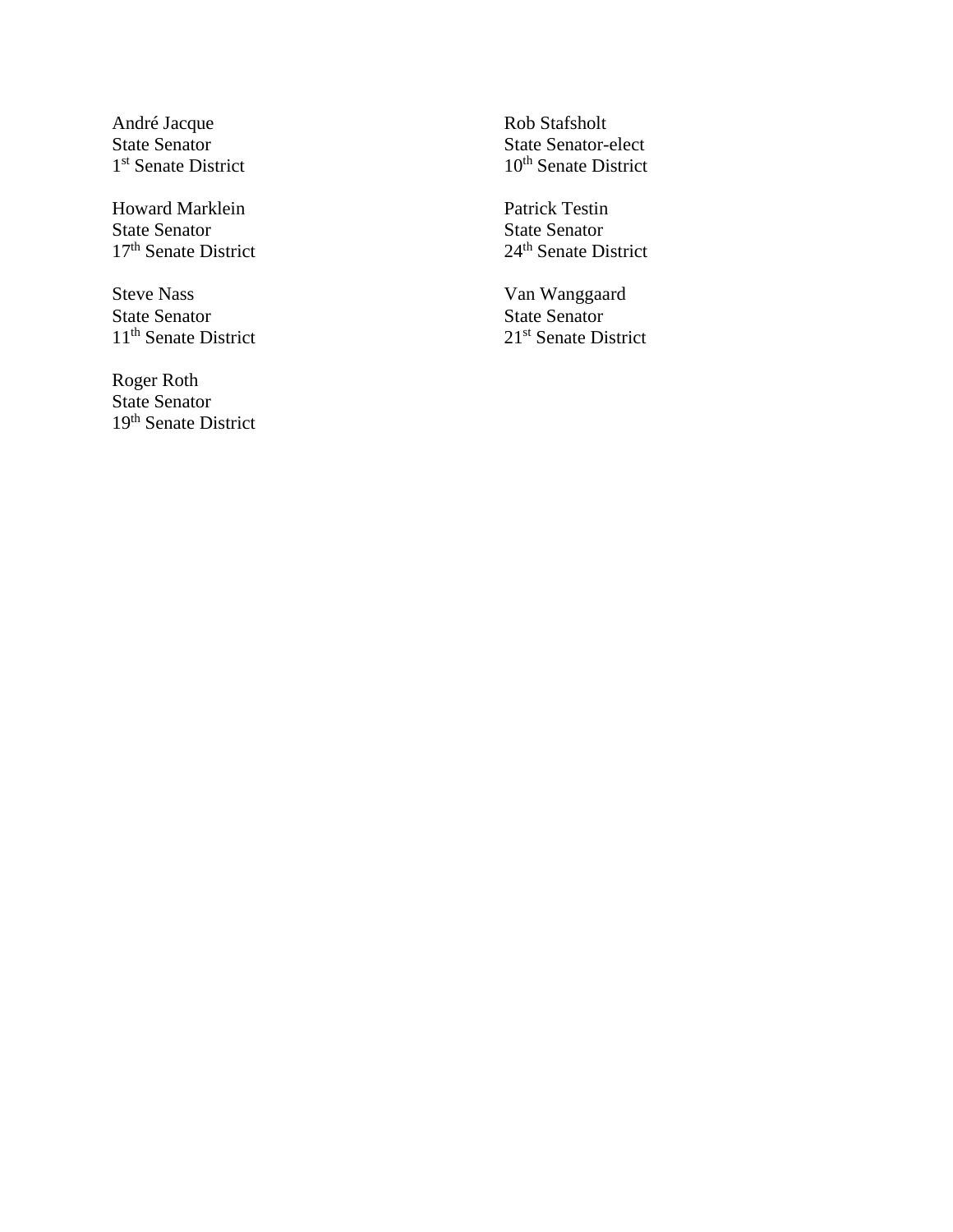André Jacque
State Senator
1st Senate District

Howard Marklein
State Senator
17th Senate District

Steve Nass
State Senator
11th Senate District

Roger Roth
State Senator
19th Senate District

Rob Stafsholt
State Senator-elect
10th Senate District

Patrick Testin
State Senator
24th Senate District

Van Wanggaard
State Senator
21st Senate District